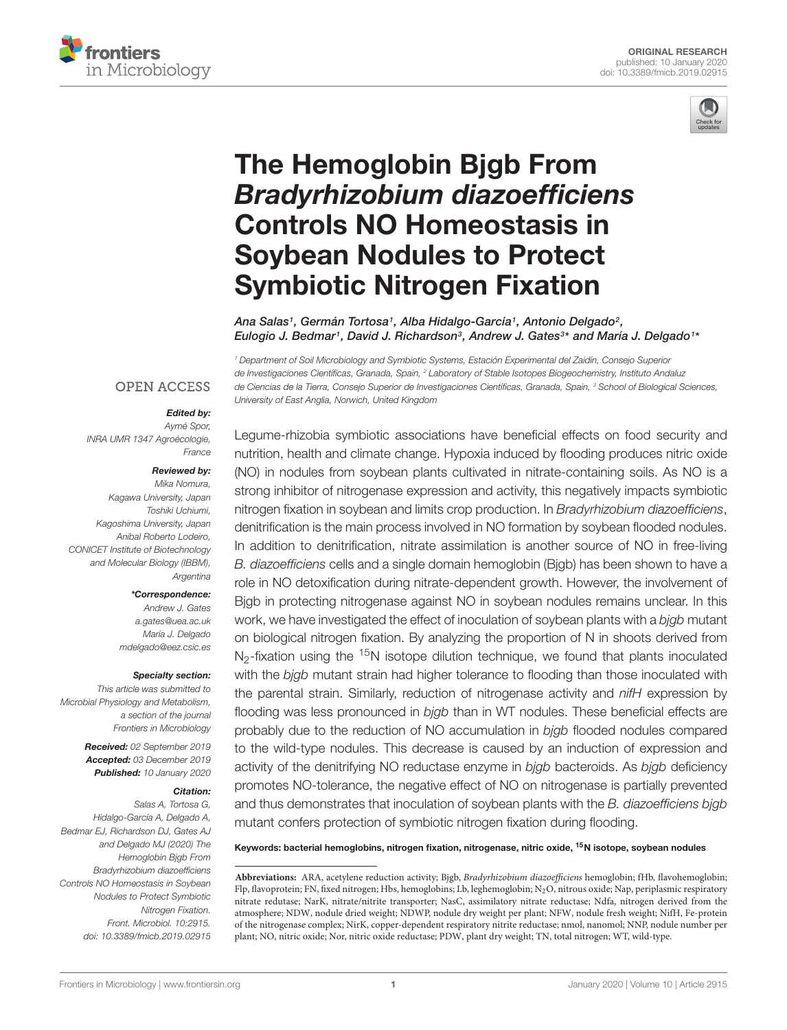ORIGINAL RESEARCH
published: 10 January 2020
doi: 10.3389/fmicb.2019.02915

# The Hemoglobin Bjgb From *Bradyrhizobium diazoefficiens* Controls NO Homeostasis in Soybean Nodules to Protect Symbiotic Nitrogen Fixation

*Ana Salas[1], Germán Tortosa[1], Alba Hidalgo-García[1], Antonio Delgado[2], Eulogio J. Bedmar[1], David J. Richardson[3], Andrew J. Gates[3]\* and María J. Delgado[1]\**

[1] Department of Soil Microbiology and Symbiotic Systems, Estación Experimental del Zaidín, Consejo Superior de Investigaciones Científicas, Granada, Spain, [2] Laboratory of Stable Isotopes Biogeochemistry, Instituto Andaluz de Ciencias de la Tierra, Consejo Superior de Investigaciones Científicas, Granada, Spain, [3] School of Biological Sciences, University of East Anglia, Norwich, United Kingdom

OPEN ACCESS

**Edited by:**
Aymé Spor,
INRA UMR 1347 Agroécologie,
France

**Reviewed by:**
Mika Nomura,
Kagawa University, Japan
Toshiki Uchiumi,
Kagoshima University, Japan
Anibal Roberto Lodeiro,
CONICET Institute of Biotechnology and Molecular Biology (IBBM),
Argentina

**\*Correspondence:**
Andrew J. Gates
a.gates@uea.ac.uk
María J. Delgado
mdelgado@eez.csic.es

**Specialty section:**
This article was submitted to Microbial Physiology and Metabolism, a section of the journal Frontiers in Microbiology

**Received:** 02 September 2019
**Accepted:** 03 December 2019
**Published:** 10 January 2020

**Citation:**
Salas A, Tortosa G, Hidalgo-García A, Delgado A, Bedmar EJ, Richardson DJ, Gates AJ and Delgado MJ (2020) The Hemoglobin Bjgb From Bradyrhizobium diazoefficiens Controls NO Homeostasis in Soybean Nodules to Protect Symbiotic Nitrogen Fixation. Front. Microbiol. 10:2915. doi: 10.3389/fmicb.2019.02915

Legume-rhizobia symbiotic associations have beneficial effects on food security and nutrition, health and climate change. Hypoxia induced by flooding produces nitric oxide (NO) in nodules from soybean plants cultivated in nitrate-containing soils. As NO is a strong inhibitor of nitrogenase expression and activity, this negatively impacts symbiotic nitrogen fixation in soybean and limits crop production. In *Bradyrhizobium diazoefficiens*, denitrification is the main process involved in NO formation by soybean flooded nodules. In addition to denitrification, nitrate assimilation is another source of NO in free-living *B. diazoefficiens* cells and a single domain hemoglobin (Bjgb) has been shown to have a role in NO detoxification during nitrate-dependent growth. However, the involvement of Bjgb in protecting nitrogenase against NO in soybean nodules remains unclear. In this work, we have investigated the effect of inoculation of soybean plants with a *bjgb* mutant on biological nitrogen fixation. By analyzing the proportion of N in shoots derived from $N_2$-fixation using the $^{15}N$ isotope dilution technique, we found that plants inoculated with the *bjgb* mutant strain had higher tolerance to flooding than those inoculated with the parental strain. Similarly, reduction of nitrogenase activity and *nifH* expression by flooding was less pronounced in *bjgb* than in WT nodules. These beneficial effects are probably due to the reduction of NO accumulation in *bjgb* flooded nodules compared to the wild-type nodules. This decrease is caused by an induction of expression and activity of the denitrifying NO reductase enzyme in *bjgb* bacteroids. As *bjgb* deficiency promotes NO-tolerance, the negative effect of NO on nitrogenase is partially prevented and thus demonstrates that inoculation of soybean plants with the *B. diazoefficiens bjgb* mutant confers protection of symbiotic nitrogen fixation during flooding.

**Keywords: bacterial hemoglobins, nitrogen fixation, nitrogenase, nitric oxide, $^{15}N$ isotope, soybean nodules**

**Abbreviations:** ARA, acetylene reduction activity; Bjgb, *Bradyrhizobium diazoefficiens* hemoglobin; fHb, flavohemoglobin; Flp, flavoprotein; FN, fixed nitrogen; Hbs, hemoglobins; Lb, leghemoglobin; $N_2O$, nitrous oxide; Nap, periplasmic respiratory nitrate redutase; NarK, nitrate/nitrite transporter; NasC, assimilatory nitrate reductase; Ndfa, nitrogen derived from the atmosphere; NDW, nodule dried weight; NDWP, nodule dry weight per plant; NFW, nodule fresh weight; NifH, Fe-protein of the nitrogenase complex; NirK, copper-dependent respiratory nitrite reductase; nmol, nanomol; NNP, nodule number per plant; NO, nitric oxide; Nor, nitric oxide reductase; PDW, plant dry weight; TN, total nitrogen; WT, wild-type.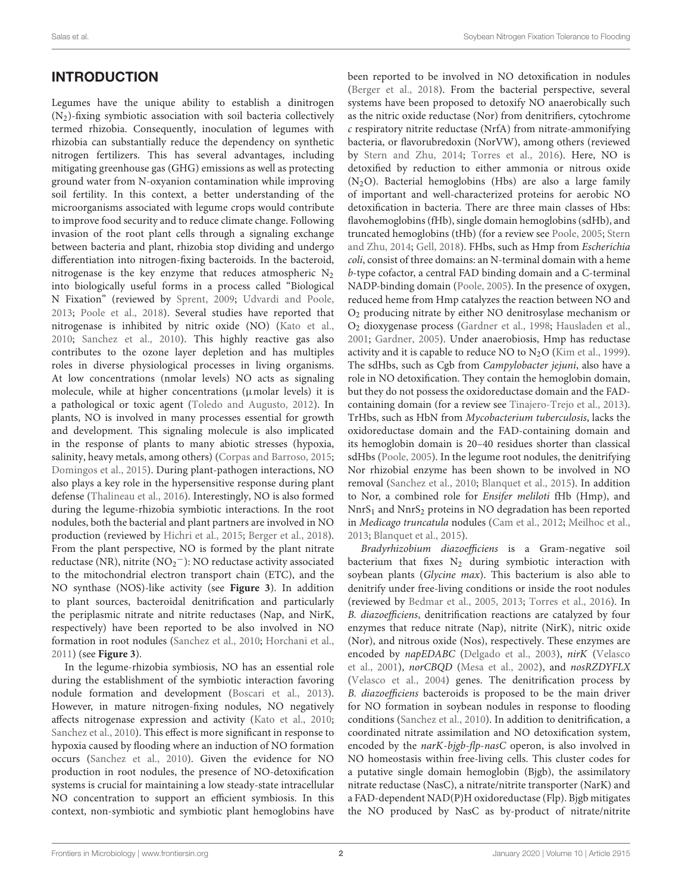## INTRODUCTION

Legumes have the unique ability to establish a dinitrogen ($N_2$)-fixing symbiotic association with soil bacteria collectively termed rhizobia. Consequently, inoculation of legumes with rhizobia can substantially reduce the dependency on synthetic nitrogen fertilizers. This has several advantages, including mitigating greenhouse gas (GHG) emissions as well as protecting ground water from N-oxyanion contamination while improving soil fertility. In this context, a better understanding of the microorganisms associated with legume crops would contribute to improve food security and to reduce climate change. Following invasion of the root plant cells through a signaling exchange between bacteria and plant, rhizobia stop dividing and undergo differentiation into nitrogen-fixing bacteroids. In the bacteroid, nitrogenase is the key enzyme that reduces atmospheric $N_2$ into biologically useful forms in a process called "Biological N Fixation" (reviewed by Sprent, 2009; Udvardi and Poole, 2013; Poole et al., 2018). Several studies have reported that nitrogenase is inhibited by nitric oxide (NO) (Kato et al., 2010; Sanchez et al., 2010). This highly reactive gas also contributes to the ozone layer depletion and has multiples roles in diverse physiological processes in living organisms. At low concentrations (nmolar levels) NO acts as signaling molecule, while at higher concentrations (μmolar levels) it is a pathological or toxic agent (Toledo and Augusto, 2012). In plants, NO is involved in many processes essential for growth and development. This signaling molecule is also implicated in the response of plants to many abiotic stresses (hypoxia, salinity, heavy metals, among others) (Corpas and Barroso, 2015; Domingos et al., 2015). During plant-pathogen interactions, NO also plays a key role in the hypersensitive response during plant defense (Thalineau et al., 2016). Interestingly, NO is also formed during the legume-rhizobia symbiotic interactions. In the root nodules, both the bacterial and plant partners are involved in NO production (reviewed by Hichri et al., 2015; Berger et al., 2018). From the plant perspective, NO is formed by the plant nitrate reductase (NR), nitrite ($NO_2^-$): NO reductase activity associated to the mitochondrial electron transport chain (ETC), and the NO synthase (NOS)-like activity (see **Figure 3**). In addition to plant sources, bacteroidal denitrification and particularly the periplasmic nitrate and nitrite reductases (Nap, and NirK, respectively) have been reported to be also involved in NO formation in root nodules (Sanchez et al., 2010; Horchani et al., 2011) (see **Figure 3**).

In the legume-rhizobia symbiosis, NO has an essential role during the establishment of the symbiotic interaction favoring nodule formation and development (Boscari et al., 2013). However, in mature nitrogen-fixing nodules, NO negatively affects nitrogenase expression and activity (Kato et al., 2010; Sanchez et al., 2010). This effect is more significant in response to hypoxia caused by flooding where an induction of NO formation occurs (Sanchez et al., 2010). Given the evidence for NO production in root nodules, the presence of NO-detoxification systems is crucial for maintaining a low steady-state intracellular NO concentration to support an efficient symbiosis. In this context, non-symbiotic and symbiotic plant hemoglobins have been reported to be involved in NO detoxification in nodules (Berger et al., 2018). From the bacterial perspective, several systems have been proposed to detoxify NO anaerobically such as the nitric oxide reductase (Nor) from denitrifiers, cytochrome *c* respiratory nitrite reductase (NrfA) from nitrate-ammonifying bacteria, or flavorubredoxin (NorVW), among others (reviewed by Stern and Zhu, 2014; Torres et al., 2016). Here, NO is detoxified by reduction to either ammonia or nitrous oxide ($N_2O$). Bacterial hemoglobins (Hbs) are also a large family of important and well-characterized proteins for aerobic NO detoxification in bacteria. There are three main classes of Hbs: flavohemoglobins (fHb), single domain hemoglobins (sdHb), and truncated hemoglobins (tHb) (for a review see Poole, 2005; Stern and Zhu, 2014; Gell, 2018). FHbs, such as Hmp from *Escherichia coli*, consist of three domains: an N-terminal domain with a heme *b*-type cofactor, a central FAD binding domain and a C-terminal NADP-binding domain (Poole, 2005). In the presence of oxygen, reduced heme from Hmp catalyzes the reaction between NO and $O_2$ producing nitrate by either NO denitrosylase mechanism or $O_2$ dioxygenase process (Gardner et al., 1998; Hausladen et al., 2001; Gardner, 2005). Under anaerobiosis, Hmp has reductase activity and it is capable to reduce NO to $N_2O$ (Kim et al., 1999). The sdHbs, such as Cgb from *Campylobacter jejuni*, also have a role in NO detoxification. They contain the hemoglobin domain, but they do not possess the oxidoreductase domain and the FAD-containing domain (for a review see Tinajero-Trejo et al., 2013). TrHbs, such as HbN from *Mycobacterium tuberculosis*, lacks the oxidoreductase domain and the FAD-containing domain and its hemoglobin domain is 20–40 residues shorter than classical sdHbs (Poole, 2005). In the legume root nodules, the denitrifying Nor rhizobial enzyme has been shown to be involved in NO removal (Sanchez et al., 2010; Blanquet et al., 2015). In addition to Nor, a combined role for *Ensifer meliloti* fHb (Hmp), and $NnrS_1$ and $NnrS_2$ proteins in NO degradation has been reported in *Medicago truncatula* nodules (Cam et al., 2012; Meilhoc et al., 2013; Blanquet et al., 2015).

*Bradyrhizobium diazoefficiens* is a Gram-negative soil bacterium that fixes $N_2$ during symbiotic interaction with soybean plants (*Glycine max*). This bacterium is also able to denitrify under free-living conditions or inside the root nodules (reviewed by Bedmar et al., 2005, 2013; Torres et al., 2016). In *B. diazoefficiens*, denitrification reactions are catalyzed by four enzymes that reduce nitrate (Nap), nitrite (NirK), nitric oxide (Nor), and nitrous oxide (Nos), respectively. These enzymes are encoded by *napEDABC* (Delgado et al., 2003), *nirK* (Velasco et al., 2001), *norCBQD* (Mesa et al., 2002), and *nosRZDYFLX* (Velasco et al., 2004) genes. The denitrification process by *B. diazoefficiens* bacteroids is proposed to be the main driver for NO formation in soybean nodules in response to flooding conditions (Sanchez et al., 2010). In addition to denitrification, a coordinated nitrate assimilation and NO detoxification system, encoded by the *narK-bjgb-flp-nasC* operon, is also involved in NO homeostasis within free-living cells. This cluster codes for a putative single domain hemoglobin (Bjgb), the assimilatory nitrate reductase (NasC), a nitrate/nitrite transporter (NarK) and a FAD-dependent NAD(P)H oxidoreductase (Flp). Bjgb mitigates the NO produced by NasC as by-product of nitrate/nitrite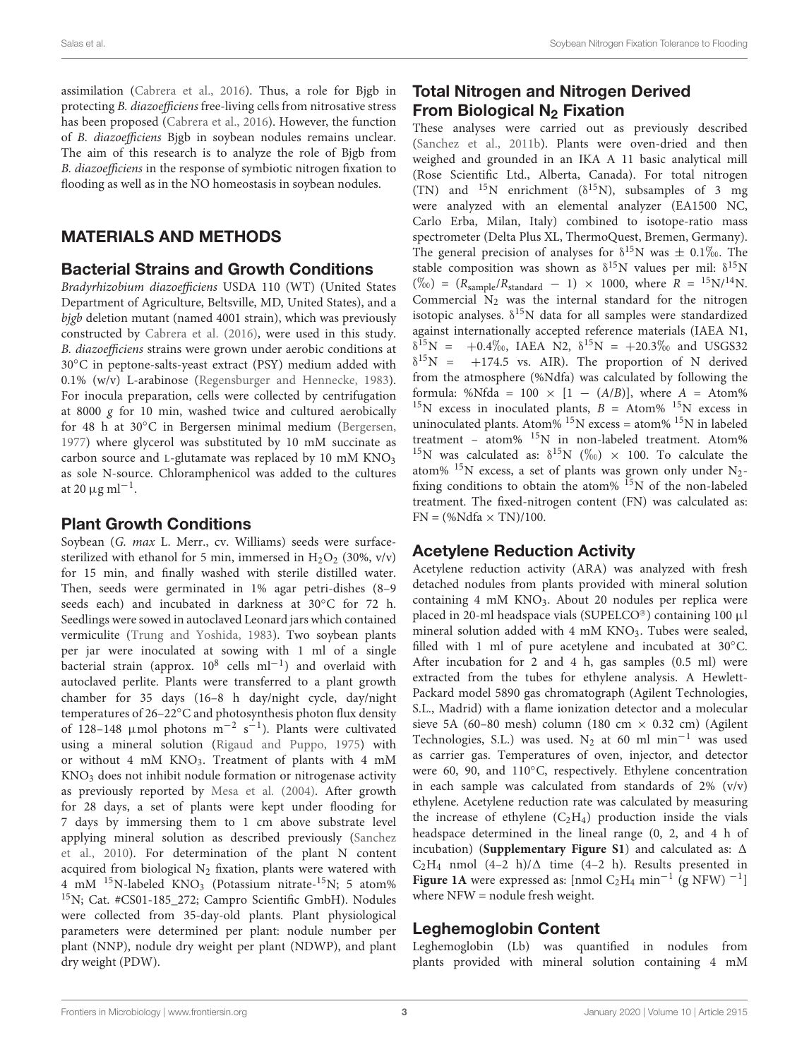assimilation (Cabrera et al., 2016). Thus, a role for Bjgb in protecting *B. diazoefficiens* free-living cells from nitrosative stress has been proposed (Cabrera et al., 2016). However, the function of *B. diazoefficiens* Bjgb in soybean nodules remains unclear. The aim of this research is to analyze the role of Bjgb from *B. diazoefficiens* in the response of symbiotic nitrogen fixation to flooding as well as in the NO homeostasis in soybean nodules.

## MATERIALS AND METHODS

### Bacterial Strains and Growth Conditions

*Bradyrhizobium diazoefficiens* USDA 110 (WT) (United States Department of Agriculture, Beltsville, MD, United States), and a *bjgb* deletion mutant (named 4001 strain), which was previously constructed by Cabrera et al. (2016), were used in this study. *B. diazoefficiens* strains were grown under aerobic conditions at 30°C in peptone-salts-yeast extract (PSY) medium added with 0.1% (w/v) L-arabinose (Regensburger and Hennecke, 1983). For inocula preparation, cells were collected by centrifugation at 8000 *g* for 10 min, washed twice and cultured aerobically for 48 h at 30°C in Bergersen minimal medium (Bergersen, 1977) where glycerol was substituted by 10 mM succinate as carbon source and L-glutamate was replaced by 10 mM $KNO_3$ as sole N-source. Chloramphenicol was added to the cultures at 20 $\mu$g $ml^{-1}$.

### Plant Growth Conditions

Soybean (*G. max* L. Merr., cv. Williams) seeds were surface-sterilized with ethanol for 5 min, immersed in $H_2O_2$ (30%, v/v) for 15 min, and finally washed with sterile distilled water. Then, seeds were germinated in 1% agar petri-dishes (8–9 seeds each) and incubated in darkness at 30°C for 72 h. Seedlings were sowed in autoclaved Leonard jars which contained vermiculite (Trung and Yoshida, 1983). Two soybean plants per jar were inoculated at sowing with 1 ml of a single bacterial strain (approx. $10^8$ cells $ml^{-1}$) and overlaid with autoclaved perlite. Plants were transferred to a plant growth chamber for 35 days (16–8 h day/night cycle, day/night temperatures of 26–22°C and photosynthesis photon flux density of 128–148 $\mu$mol photons $m^{-2}$ $s^{-1}$). Plants were cultivated using a mineral solution (Rigaud and Puppo, 1975) with or without 4 mM $KNO_3$. Treatment of plants with 4 mM $KNO_3$ does not inhibit nodule formation or nitrogenase activity as previously reported by Mesa et al. (2004). After growth for 28 days, a set of plants were kept under flooding for 7 days by immersing them to 1 cm above substrate level applying mineral solution as described previously (Sanchez et al., 2010). For determination of the plant N content acquired from biological $N_2$ fixation, plants were watered with 4 mM $^{15}$N-labeled $KNO_3$ (Potassium nitrate-$^{15}$N; 5 atom% $^{15}$N; Cat. #CS01-185_272; Campro Scientific GmbH). Nodules were collected from 35-day-old plants. Plant physiological parameters were determined per plant: nodule number per plant (NNP), nodule dry weight per plant (NDWP), and plant dry weight (PDW).

### Total Nitrogen and Nitrogen Derived From Biological $N_2$ Fixation

These analyses were carried out as previously described (Sanchez et al., 2011b). Plants were oven-dried and then weighed and grounded in an IKA A 11 basic analytical mill (Rose Scientific Ltd., Alberta, Canada). For total nitrogen (TN) and $^{15}$N enrichment ($\delta^{15}$N), subsamples of 3 mg were analyzed with an elemental analyzer (EA1500 NC, Carlo Erba, Milan, Italy) combined to isotope-ratio mass spectrometer (Delta Plus XL, ThermoQuest, Bremen, Germany). The general precision of analyses for $\delta^{15}$N was $\pm$ 0.1‰. The stable composition was shown as $\delta^{15}$N values per mil: $\delta^{15}N$ (‰) = $(R_{sample}/R_{standard} - 1) \times 1000$, where $R = {}^{15}N/{}^{14}N$. Commercial $N_2$ was the internal standard for the nitrogen isotopic analyses. $\delta^{15}$N data for all samples were standardized against internationally accepted reference materials (IAEA N1, $\delta^{15}N$ = +0.4‰, IAEA N2, $\delta^{15}N$ = +20.3‰ and USGS32 $\delta^{15}N$ = +174.5 vs. AIR). The proportion of N derived from the atmosphere (%Ndfa) was calculated by following the formula: %Nfda = $100 \times [1 - (A/B)]$, where $A$ = Atom% $^{15}$N excess in inoculated plants, $B$ = Atom% $^{15}$N excess in uninoculated plants. Atom% $^{15}$N excess = atom% $^{15}$N in labeled treatment – atom% $^{15}$N in non-labeled treatment. Atom% $^{15}$N was calculated as: $\delta^{15}$N (‰) $\times$ 100. To calculate the atom% $^{15}$N excess, a set of plants was grown only under $N_2$-fixing conditions to obtain the atom% $^{15}$N of the non-labeled treatment. The fixed-nitrogen content (FN) was calculated as: FN = (%Ndfa $\times$ TN)/100.

### Acetylene Reduction Activity

Acetylene reduction activity (ARA) was analyzed with fresh detached nodules from plants provided with mineral solution containing 4 mM $KNO_3$. About 20 nodules per replica were placed in 20-ml headspace vials (SUPELCO®) containing 100 $\mu$l mineral solution added with 4 mM $KNO_3$. Tubes were sealed, filled with 1 ml of pure acetylene and incubated at 30°C. After incubation for 2 and 4 h, gas samples (0.5 ml) were extracted from the tubes for ethylene analysis. A Hewlett-Packard model 5890 gas chromatograph (Agilent Technologies, S.L., Madrid) with a flame ionization detector and a molecular sieve 5A (60–80 mesh) column (180 cm $\times$ 0.32 cm) (Agilent Technologies, S.L.) was used. $N_2$ at 60 ml $min^{-1}$ was used as carrier gas. Temperatures of oven, injector, and detector were 60, 90, and 110°C, respectively. Ethylene concentration in each sample was calculated from standards of 2% (v/v) ethylene. Acetylene reduction rate was calculated by measuring the increase of ethylene ($C_2H_4$) production inside the vials headspace determined in the lineal range (0, 2, and 4 h of incubation) (**Supplementary Figure S1**) and calculated as: $\Delta$ $C_2H_4$ nmol (4–2 h)/$\Delta$ time (4–2 h). Results presented in **Figure 1A** were expressed as: [nmol $C_2H_4$ $min^{-1}$ (g NFW) $^{-1}$] where NFW = nodule fresh weight.

### Leghemoglobin Content

Leghemoglobin (Lb) was quantified in nodules from plants provided with mineral solution containing 4 mM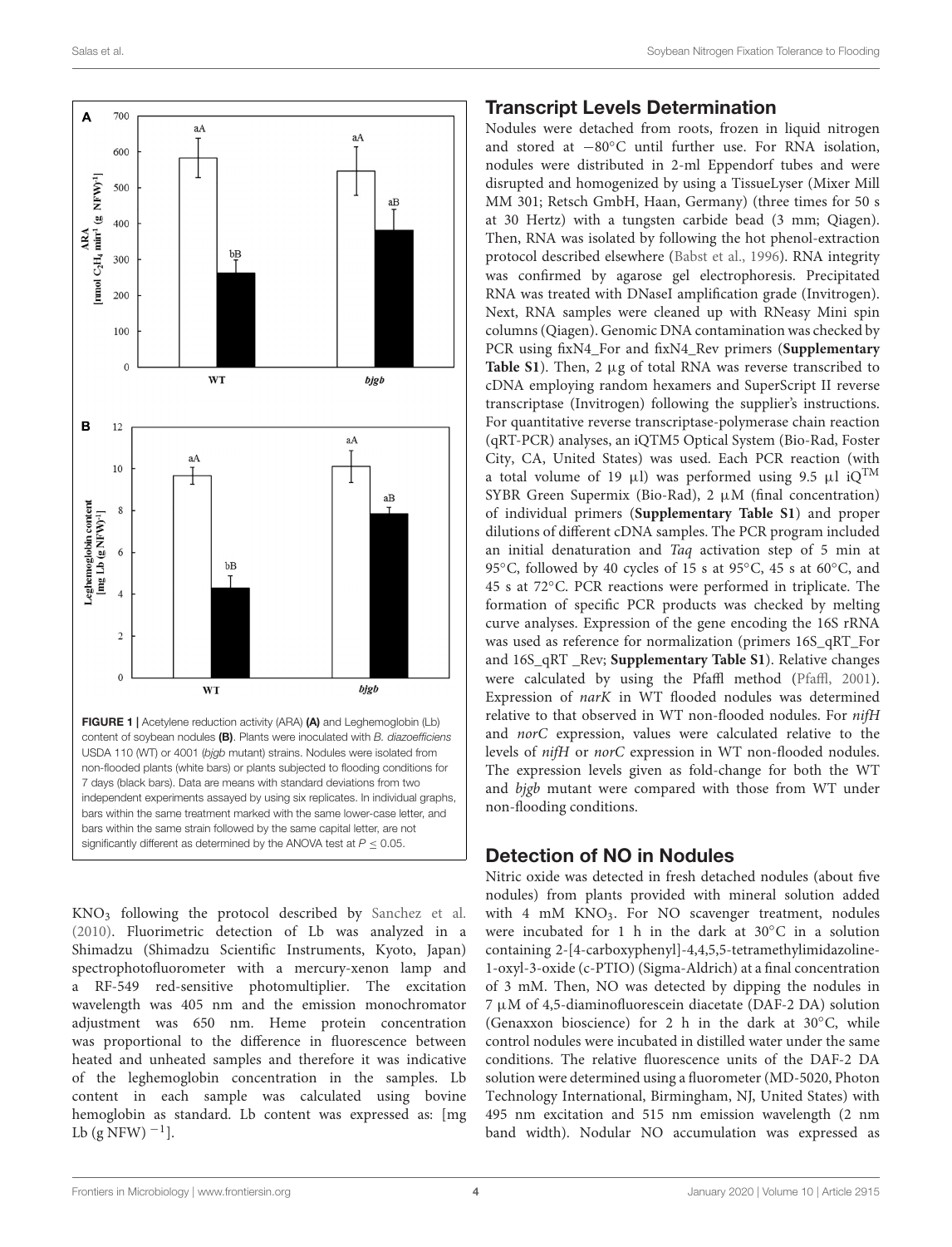FIGURE 1 | Acetylene reduction activity (ARA) **(A)** and Leghemoglobin (Lb) content of soybean nodules **(B)**. Plants were inoculated with *B. diazoefficiens* USDA 110 (WT) or 4001 (*bjgb* mutant) strains. Nodules were isolated from non-flooded plants (white bars) or plants subjected to flooding conditions for 7 days (black bars). Data are means with standard deviations from two independent experiments assayed by using six replicates. In individual graphs, bars within the same treatment marked with the same lower-case letter, and bars within the same strain followed by the same capital letter, are not significantly different as determined by the ANOVA test at $P \leq 0.05$.

$KNO_3$ following the protocol described by Sanchez et al. (2010). Fluorimetric detection of Lb was analyzed in a Shimadzu (Shimadzu Scientific Instruments, Kyoto, Japan) spectrophotofluorometer with a mercury-xenon lamp and a RF-549 red-sensitive photomultiplier. The excitation wavelength was 405 nm and the emission monochromator adjustment was 650 nm. Heme protein concentration was proportional to the difference in fluorescence between heated and unheated samples and therefore it was indicative of the leghemoglobin concentration in the samples. Lb content in each sample was calculated using bovine hemoglobin as standard. Lb content was expressed as: [mg Lb (g NFW) $^{-1}$].

## Transcript Levels Determination

Nodules were detached from roots, frozen in liquid nitrogen and stored at −80°C until further use. For RNA isolation, nodules were distributed in 2-ml Eppendorf tubes and were disrupted and homogenized by using a TissueLyser (Mixer Mill MM 301; Retsch GmbH, Haan, Germany) (three times for 50 s at 30 Hertz) with a tungsten carbide bead (3 mm; Qiagen). Then, RNA was isolated by following the hot phenol-extraction protocol described elsewhere (Babst et al., 1996). RNA integrity was confirmed by agarose gel electrophoresis. Precipitated RNA was treated with DNaseI amplification grade (Invitrogen). Next, RNA samples were cleaned up with RNeasy Mini spin columns (Qiagen). Genomic DNA contamination was checked by PCR using fixN4_For and fixN4_Rev primers (**Supplementary Table S1**). Then, 2 μg of total RNA was reverse transcribed to cDNA employing random hexamers and SuperScript II reverse transcriptase (Invitrogen) following the supplier's instructions. For quantitative reverse transcriptase-polymerase chain reaction (qRT-PCR) analyses, an iQTM5 Optical System (Bio-Rad, Foster City, CA, United States) was used. Each PCR reaction (with a total volume of 19 μl) was performed using 9.5 μl iQ™ SYBR Green Supermix (Bio-Rad), 2 μM (final concentration) of individual primers (**Supplementary Table S1**) and proper dilutions of different cDNA samples. The PCR program included an initial denaturation and *Taq* activation step of 5 min at 95°C, followed by 40 cycles of 15 s at 95°C, 45 s at 60°C, and 45 s at 72°C. PCR reactions were performed in triplicate. The formation of specific PCR products was checked by melting curve analyses. Expression of the gene encoding the 16S rRNA was used as reference for normalization (primers 16S_qRT_For and 16S_qRT _Rev; **Supplementary Table S1**). Relative changes were calculated by using the Pfaffl method (Pfaffl, 2001). Expression of *narK* in WT flooded nodules was determined relative to that observed in WT non-flooded nodules. For *nifH* and *norC* expression, values were calculated relative to the levels of *nifH* or *norC* expression in WT non-flooded nodules. The expression levels given as fold-change for both the WT and *bjgb* mutant were compared with those from WT under non-flooding conditions.

## Detection of NO in Nodules

Nitric oxide was detected in fresh detached nodules (about five nodules) from plants provided with mineral solution added with 4 mM $KNO_3$. For NO scavenger treatment, nodules were incubated for 1 h in the dark at 30°C in a solution containing 2-[4-carboxyphenyl]-4,4,5,5-tetramethylimidazoline-1-oxyl-3-oxide (c-PTIO) (Sigma-Aldrich) at a final concentration of 3 mM. Then, NO was detected by dipping the nodules in 7 μM of 4,5-diaminofluorescein diacetate (DAF-2 DA) solution (Genaxxon bioscience) for 2 h in the dark at 30°C, while control nodules were incubated in distilled water under the same conditions. The relative fluorescence units of the DAF-2 DA solution were determined using a fluorometer (MD-5020, Photon Technology International, Birmingham, NJ, United States) with 495 nm excitation and 515 nm emission wavelength (2 nm band width). Nodular NO accumulation was expressed as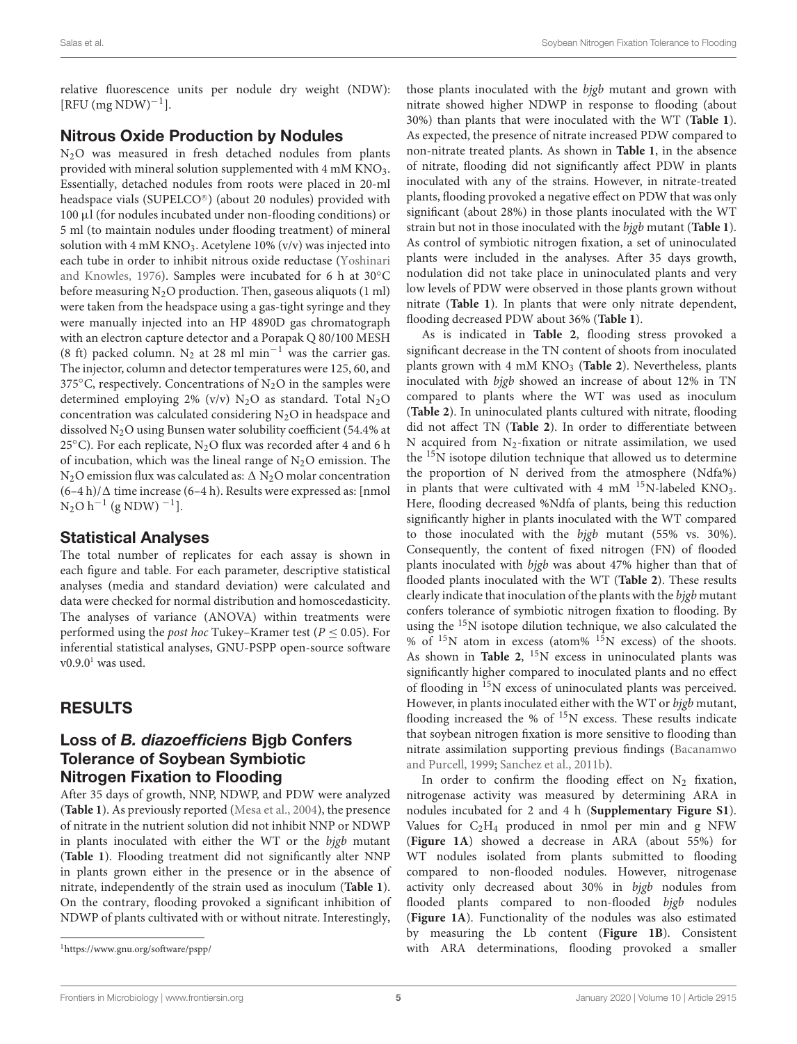relative fluorescence units per nodule dry weight (NDW): [RFU (mg NDW)$^{-1}$].

## Nitrous Oxide Production by Nodules

$N_2O$ was measured in fresh detached nodules from plants provided with mineral solution supplemented with 4 mM $KNO_3$. Essentially, detached nodules from roots were placed in 20-ml headspace vials (SUPELCO®) (about 20 nodules) provided with 100 μl (for nodules incubated under non-flooding conditions) or 5 ml (to maintain nodules under flooding treatment) of mineral solution with 4 mM $KNO_3$. Acetylene 10% (v/v) was injected into each tube in order to inhibit nitrous oxide reductase (Yoshinari and Knowles, 1976). Samples were incubated for 6 h at 30°C before measuring $N_2O$ production. Then, gaseous aliquots (1 ml) were taken from the headspace using a gas-tight syringe and they were manually injected into an HP 4890D gas chromatograph with an electron capture detector and a Porapak Q 80/100 MESH (8 ft) packed column. $N_2$ at 28 ml min$^{-1}$ was the carrier gas. The injector, column and detector temperatures were 125, 60, and 375°C, respectively. Concentrations of $N_2O$ in the samples were determined employing 2% (v/v) $N_2O$ as standard. Total $N_2O$ concentration was calculated considering $N_2O$ in headspace and dissolved $N_2O$ using Bunsen water solubility coefficient (54.4% at 25°C). For each replicate, $N_2O$ flux was recorded after 4 and 6 h of incubation, which was the lineal range of $N_2O$ emission. The $N_2O$ emission flux was calculated as: $\Delta$ $N_2O$ molar concentration (6–4 h)/$\Delta$ time increase (6–4 h). Results were expressed as: [nmol $N_2O$ h$^{-1}$ (g NDW)$^{-1}$].

## Statistical Analyses

The total number of replicates for each assay is shown in each figure and table. For each parameter, descriptive statistical analyses (media and standard deviation) were calculated and data were checked for normal distribution and homoscedasticity. The analyses of variance (ANOVA) within treatments were performed using the *post hoc* Tukey–Kramer test ($P \leq 0.05$). For inferential statistical analyses, GNU-PSPP open-source software v0.9.0[1] was used.

# RESULTS

## Loss of *B. diazoefficiens* Bjgb Confers Tolerance of Soybean Symbiotic Nitrogen Fixation to Flooding

After 35 days of growth, NNP, NDWP, and PDW were analyzed (**Table 1**). As previously reported (Mesa et al., 2004), the presence of nitrate in the nutrient solution did not inhibit NNP or NDWP in plants inoculated with either the WT or the *bjgb* mutant (**Table 1**). Flooding treatment did not significantly alter NNP in plants grown either in the presence or in the absence of nitrate, independently of the strain used as inoculum (**Table 1**). On the contrary, flooding provoked a significant inhibition of NDWP of plants cultivated with or without nitrate. Interestingly, those plants inoculated with the *bjgb* mutant and grown with nitrate showed higher NDWP in response to flooding (about 30%) than plants that were inoculated with the WT (**Table 1**). As expected, the presence of nitrate increased PDW compared to non-nitrate treated plants. As shown in **Table 1**, in the absence of nitrate, flooding did not significantly affect PDW in plants inoculated with any of the strains. However, in nitrate-treated plants, flooding provoked a negative effect on PDW that was only significant (about 28%) in those plants inoculated with the WT strain but not in those inoculated with the *bjgb* mutant (**Table 1**). As control of symbiotic nitrogen fixation, a set of uninoculated plants were included in the analyses. After 35 days growth, nodulation did not take place in uninoculated plants and very low levels of PDW were observed in those plants grown without nitrate (**Table 1**). In plants that were only nitrate dependent, flooding decreased PDW about 36% (**Table 1**).

As is indicated in **Table 2**, flooding stress provoked a significant decrease in the TN content of shoots from inoculated plants grown with 4 mM $KNO_3$ (**Table 2**). Nevertheless, plants inoculated with *bjgb* showed an increase of about 12% in TN compared to plants where the WT was used as inoculum (**Table 2**). In uninoculated plants cultured with nitrate, flooding did not affect TN (**Table 2**). In order to differentiate between N acquired from $N_2$-fixation or nitrate assimilation, we used the $^{15}N$ isotope dilution technique that allowed us to determine the proportion of N derived from the atmosphere (Ndfa%) in plants that were cultivated with 4 mM $^{15}N$-labeled $KNO_3$. Here, flooding decreased %Ndfa of plants, being this reduction significantly higher in plants inoculated with the WT compared to those inoculated with the *bjgb* mutant (55% vs. 30%). Consequently, the content of fixed nitrogen (FN) of flooded plants inoculated with *bjgb* was about 47% higher than that of flooded plants inoculated with the WT (**Table 2**). These results clearly indicate that inoculation of the plants with the *bjgb* mutant confers tolerance of symbiotic nitrogen fixation to flooding. By using the $^{15}N$ isotope dilution technique, we also calculated the % of $^{15}N$ atom in excess (atom% $^{15}N$ excess) of the shoots. As shown in **Table 2**, $^{15}N$ excess in uninoculated plants was significantly higher compared to inoculated plants and no effect of flooding in $^{15}N$ excess of uninoculated plants was perceived. However, in plants inoculated either with the WT or *bjgb* mutant, flooding increased the % of $^{15}N$ excess. These results indicate that soybean nitrogen fixation is more sensitive to flooding than nitrate assimilation supporting previous findings (Bacanamwo and Purcell, 1999; Sanchez et al., 2011b).

In order to confirm the flooding effect on $N_2$ fixation, nitrogenase activity was measured by determining ARA in nodules incubated for 2 and 4 h (**Supplementary Figure S1**). Values for $C_2H_4$ produced in nmol per min and g NFW (**Figure 1A**) showed a decrease in ARA (about 55%) for WT nodules isolated from plants submitted to flooding compared to non-flooded nodules. However, nitrogenase activity only decreased about 30% in *bjgb* nodules from flooded plants compared to non-flooded *bjgb* nodules (**Figure 1A**). Functionality of the nodules was also estimated by measuring the Lb content (**Figure 1B**). Consistent with ARA determinations, flooding provoked a smaller

[1] https://www.gnu.org/software/pspp/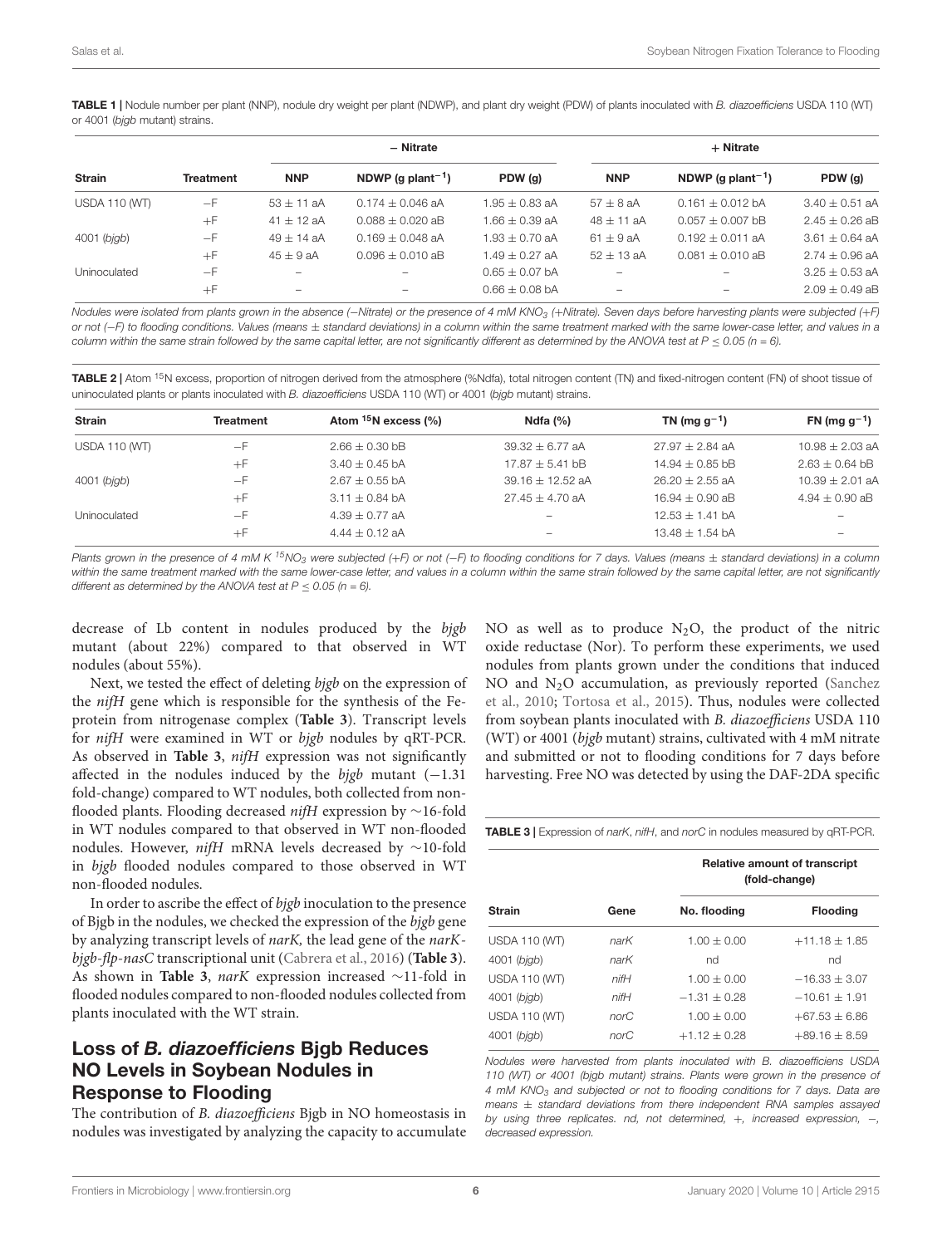**TABLE 1 |** Nodule number per plant (NNP), nodule dry weight per plant (NDWP), and plant dry weight (PDW) of plants inoculated with *B. diazoefficiens* USDA 110 (WT) or 4001 (*bjgb* mutant) strains.

| Strain | Treatment | − Nitrate | | | + Nitrate | | |
|---|---|---|---|---|---|---|---|
| | | NNP | NDWP (g plant$^{-1}$) | PDW (g) | NNP | NDWP (g plant$^{-1}$) | PDW (g) |
| USDA 110 (WT) | −F | 53 ± 11 aA | 0.174 ± 0.046 aA | 1.95 ± 0.83 aA | 57 ± 8 aA | 0.161 ± 0.012 bA | 3.40 ± 0.51 aA |
| | +F | 41 ± 12 aA | 0.088 ± 0.020 aB | 1.66 ± 0.39 aA | 48 ± 11 aA | 0.057 ± 0.007 bB | 2.45 ± 0.26 aB |
| 4001 (*bjgb*) | −F | 49 ± 14 aA | 0.169 ± 0.048 aA | 1.93 ± 0.70 aA | 61 ± 9 aA | 0.192 ± 0.011 aA | 3.61 ± 0.64 aA |
| | +F | 45 ± 9 aA | 0.096 ± 0.010 aB | 1.49 ± 0.27 aA | 52 ± 13 aA | 0.081 ± 0.010 aB | 2.74 ± 0.96 aA |
| Uninoculated | −F | – | – | 0.65 ± 0.07 bA | – | – | 3.25 ± 0.53 aA |
| | +F | – | – | 0.66 ± 0.08 bA | – | – | 2.09 ± 0.49 aB |

*Nodules were isolated from plants grown in the absence (−Nitrate) or the presence of 4 mM $KNO_3$ (+Nitrate). Seven days before harvesting plants were subjected (+F) or not (−F) to flooding conditions. Values (means ± standard deviations) in a column within the same treatment marked with the same lower-case letter, and values in a column within the same strain followed by the same capital letter, are not significantly different as determined by the ANOVA test at $P \leq 0.05$ (n = 6).*

**TABLE 2 |** Atom $^{15}N$ excess, proportion of nitrogen derived from the atmosphere (%Ndfa), total nitrogen content (TN) and fixed-nitrogen content (FN) of shoot tissue of uninoculated plants or plants inoculated with *B. diazoefficiens* USDA 110 (WT) or 4001 (*bjgb* mutant) strains.

| Strain | Treatment | Atom $^{15}N$ excess (%) | Ndfa (%) | TN (mg g$^{-1}$) | FN (mg g$^{-1}$) |
|---|---|---|---|---|---|
| USDA 110 (WT) | −F | 2.66 ± 0.30 bB | 39.32 ± 6.77 aA | 27.97 ± 2.84 aA | 10.98 ± 2.03 aA |
| | +F | 3.40 ± 0.45 bA | 17.87 ± 5.41 bB | 14.94 ± 0.85 bB | 2.63 ± 0.64 bB |
| 4001 (*bjgb*) | −F | 2.67 ± 0.55 bA | 39.16 ± 12.52 aA | 26.20 ± 2.55 aA | 10.39 ± 2.01 aA |
| | +F | 3.11 ± 0.84 bA | 27.45 ± 4.70 aA | 16.94 ± 0.90 aB | 4.94 ± 0.90 aB |
| Uninoculated | −F | 4.39 ± 0.77 aA | – | 12.53 ± 1.41 bA | – |
| | +F | 4.44 ± 0.12 aA | – | 13.48 ± 1.54 bA | – |

*Plants grown in the presence of 4 mM K $^{15}NO_3$ were subjected (+F) or not (−F) to flooding conditions for 7 days. Values (means ± standard deviations) in a column within the same treatment marked with the same lower-case letter, and values in a column within the same strain followed by the same capital letter, are not significantly different as determined by the ANOVA test at $P \leq 0.05$ (n = 6).*

decrease of Lb content in nodules produced by the *bjgb* mutant (about 22%) compared to that observed in WT nodules (about 55%).

Next, we tested the effect of deleting *bjgb* on the expression of the *nifH* gene which is responsible for the synthesis of the Fe-protein from nitrogenase complex (**Table 3**). Transcript levels for *nifH* were examined in WT or *bjgb* nodules by qRT-PCR. As observed in **Table 3**, *nifH* expression was not significantly affected in the nodules induced by the *bjgb* mutant (−1.31 fold-change) compared to WT nodules, both collected from non-flooded plants. Flooding decreased *nifH* expression by ∼16-fold in WT nodules compared to that observed in WT non-flooded nodules. However, *nifH* mRNA levels decreased by ∼10-fold in *bjgb* flooded nodules compared to those observed in WT non-flooded nodules.

In order to ascribe the effect of *bjgb* inoculation to the presence of Bjgb in the nodules, we checked the expression of the *bjgb* gene by analyzing transcript levels of *narK,* the lead gene of the *narK-bjgb-flp-nasC* transcriptional unit (Cabrera et al., 2016) (**Table 3**). As shown in **Table 3**, *narK* expression increased ∼11-fold in flooded nodules compared to non-flooded nodules collected from plants inoculated with the WT strain.

## Loss of *B. diazoefficiens* Bjgb Reduces NO Levels in Soybean Nodules in Response to Flooding

The contribution of *B. diazoefficiens* Bjgb in NO homeostasis in nodules was investigated by analyzing the capacity to accumulate NO as well as to produce $N_2O$, the product of the nitric oxide reductase (Nor). To perform these experiments, we used nodules from plants grown under the conditions that induced NO and $N_2O$ accumulation, as previously reported (Sanchez et al., 2010; Tortosa et al., 2015). Thus, nodules were collected from soybean plants inoculated with *B. diazoefficiens* USDA 110 (WT) or 4001 (*bjgb* mutant) strains, cultivated with 4 mM nitrate and submitted or not to flooding conditions for 7 days before harvesting. Free NO was detected by using the DAF-2DA specific

**TABLE 3 |** Expression of *narK*, *nifH*, and *norC* in nodules measured by qRT-PCR.

| Strain | Gene | Relative amount of transcript (fold-change) | |
|---|---|---|---|
| | | No. flooding | Flooding |
| USDA 110 (WT) | *narK* | 1.00 ± 0.00 | +11.18 ± 1.85 |
| 4001 (*bjgb*) | *narK* | nd | nd |
| USDA 110 (WT) | *nifH* | 1.00 ± 0.00 | −16.33 ± 3.07 |
| 4001 (*bjgb*) | *nifH* | −1.31 ± 0.28 | −10.61 ± 1.91 |
| USDA 110 (WT) | *norC* | 1.00 ± 0.00 | +67.53 ± 6.86 |
| 4001 (*bjgb*) | *norC* | +1.12 ± 0.28 | +89.16 ± 8.59 |

*Nodules were harvested from plants inoculated with B. diazoefficiens USDA 110 (WT) or 4001 (bjgb mutant) strains. Plants were grown in the presence of 4 mM $KNO_3$ and subjected or not to flooding conditions for 7 days. Data are means ± standard deviations from there independent RNA samples assayed by using three replicates. nd, not determined, +, increased expression, −, decreased expression.*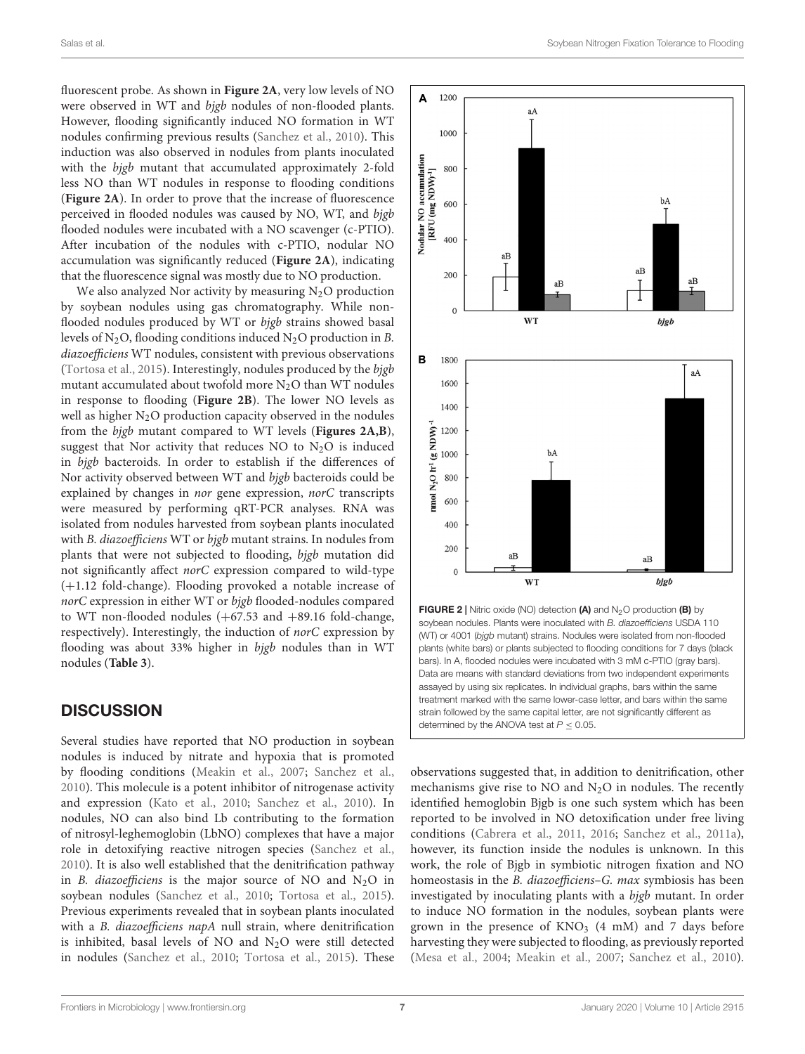fluorescent probe. As shown in **Figure 2A**, very low levels of NO were observed in WT and *bjgb* nodules of non-flooded plants. However, flooding significantly induced NO formation in WT nodules confirming previous results (Sanchez et al., 2010). This induction was also observed in nodules from plants inoculated with the *bjgb* mutant that accumulated approximately 2-fold less NO than WT nodules in response to flooding conditions (**Figure 2A**). In order to prove that the increase of fluorescence perceived in flooded nodules was caused by NO, WT, and *bjgb* flooded nodules were incubated with a NO scavenger (c-PTIO). After incubation of the nodules with c-PTIO, nodular NO accumulation was significantly reduced (**Figure 2A**), indicating that the fluorescence signal was mostly due to NO production.

We also analyzed Nor activity by measuring $N_2O$ production by soybean nodules using gas chromatography. While non-flooded nodules produced by WT or *bjgb* strains showed basal levels of $N_2O$, flooding conditions induced $N_2O$ production in *B. diazoefficiens* WT nodules, consistent with previous observations (Tortosa et al., 2015). Interestingly, nodules produced by the *bjgb* mutant accumulated about twofold more $N_2O$ than WT nodules in response to flooding (**Figure 2B**). The lower NO levels as well as higher $N_2O$ production capacity observed in the nodules from the *bjgb* mutant compared to WT levels (**Figures 2A,B**), suggest that Nor activity that reduces NO to $N_2O$ is induced in *bjgb* bacteroids. In order to establish if the differences of Nor activity observed between WT and *bjgb* bacteroids could be explained by changes in *nor* gene expression, *norC* transcripts were measured by performing qRT-PCR analyses. RNA was isolated from nodules harvested from soybean plants inoculated with *B. diazoefficiens* WT or *bjgb* mutant strains. In nodules from plants that were not subjected to flooding, *bjgb* mutation did not significantly affect *norC* expression compared to wild-type (+1.12 fold-change). Flooding provoked a notable increase of *norC* expression in either WT or *bjgb* flooded-nodules compared to WT non-flooded nodules (+67.53 and +89.16 fold-change, respectively). Interestingly, the induction of *norC* expression by flooding was about 33% higher in *bjgb* nodules than in WT nodules (**Table 3**).

**FIGURE 2 |** Nitric oxide (NO) detection **(A)** and $N_2O$ production **(B)** by soybean nodules. Plants were inoculated with *B. diazoefficiens* USDA 110 (WT) or 4001 (*bjgb* mutant) strains. Nodules were isolated from non-flooded plants (white bars) or plants subjected to flooding conditions for 7 days (black bars). In A, flooded nodules were incubated with 3 mM c-PTIO (gray bars). Data are means with standard deviations from two independent experiments assayed by using six replicates. In individual graphs, bars within the same treatment marked with the same lower-case letter, and bars within the same strain followed by the same capital letter, are not significantly different as determined by the ANOVA test at $P \leq 0.05$.

## DISCUSSION

Several studies have reported that NO production in soybean nodules is induced by nitrate and hypoxia that is promoted by flooding conditions (Meakin et al., 2007; Sanchez et al., 2010). This molecule is a potent inhibitor of nitrogenase activity and expression (Kato et al., 2010; Sanchez et al., 2010). In nodules, NO can also bind Lb contributing to the formation of nitrosyl-leghemoglobin (LbNO) complexes that have a major role in detoxifying reactive nitrogen species (Sanchez et al., 2010). It is also well established that the denitrification pathway in *B. diazoefficiens* is the major source of NO and $N_2O$ in soybean nodules (Sanchez et al., 2010; Tortosa et al., 2015). Previous experiments revealed that in soybean plants inoculated with a *B. diazoefficiens napA* null strain, where denitrification is inhibited, basal levels of NO and $N_2O$ were still detected in nodules (Sanchez et al., 2010; Tortosa et al., 2015). These observations suggested that, in addition to denitrification, other mechanisms give rise to NO and $N_2O$ in nodules. The recently identified hemoglobin Bjgb is one such system which has been reported to be involved in NO detoxification under free living conditions (Cabrera et al., 2011, 2016; Sanchez et al., 2011a), however, its function inside the nodules is unknown. In this work, the role of Bjgb in symbiotic nitrogen fixation and NO homeostasis in the *B. diazoefficiens*–*G. max* symbiosis has been investigated by inoculating plants with a *bjgb* mutant. In order to induce NO formation in the nodules, soybean plants were grown in the presence of $KNO_3$ (4 mM) and 7 days before harvesting they were subjected to flooding, as previously reported (Mesa et al., 2004; Meakin et al., 2007; Sanchez et al., 2010).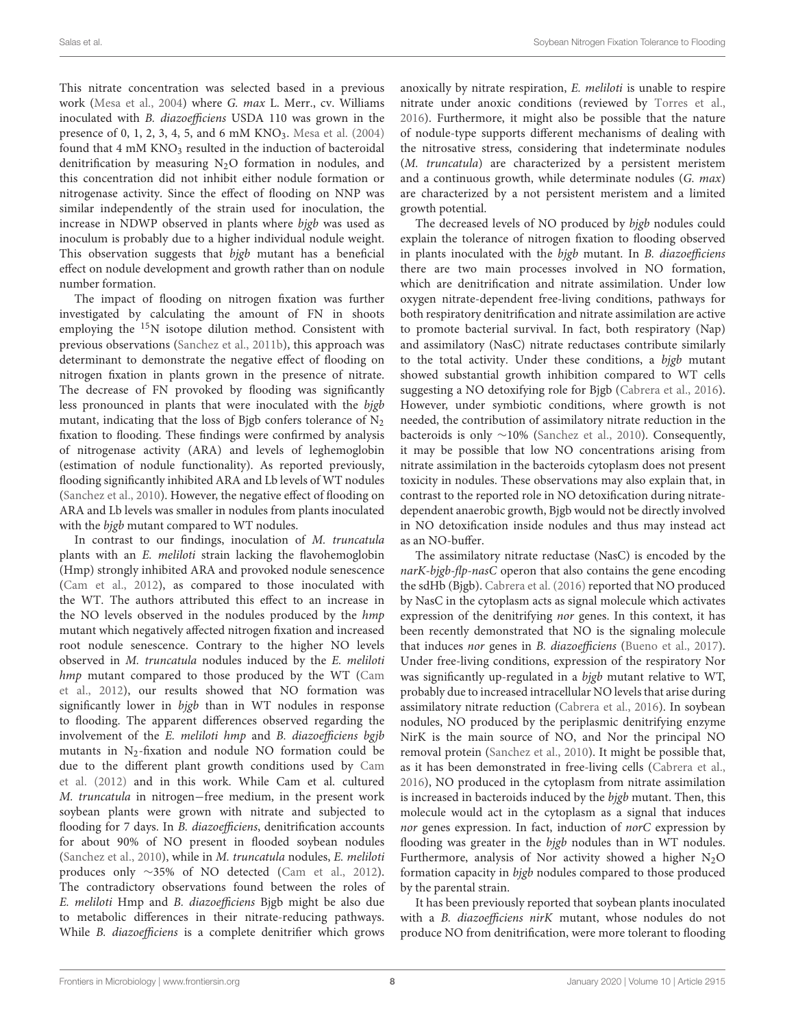This nitrate concentration was selected based in a previous work (Mesa et al., 2004) where *G. max* L. Merr., cv. Williams inoculated with *B. diazoefficiens* USDA 110 was grown in the presence of 0, 1, 2, 3, 4, 5, and 6 mM $KNO_3$. Mesa et al. (2004) found that 4 mM $KNO_3$ resulted in the induction of bacteroidal denitrification by measuring $N_2O$ formation in nodules, and this concentration did not inhibit either nodule formation or nitrogenase activity. Since the effect of flooding on NNP was similar independently of the strain used for inoculation, the increase in NDWP observed in plants where *bjgb* was used as inoculum is probably due to a higher individual nodule weight. This observation suggests that *bjgb* mutant has a beneficial effect on nodule development and growth rather than on nodule number formation.

The impact of flooding on nitrogen fixation was further investigated by calculating the amount of FN in shoots employing the $^{15}N$ isotope dilution method. Consistent with previous observations (Sanchez et al., 2011b), this approach was determinant to demonstrate the negative effect of flooding on nitrogen fixation in plants grown in the presence of nitrate. The decrease of FN provoked by flooding was significantly less pronounced in plants that were inoculated with the *bjgb* mutant, indicating that the loss of Bjgb confers tolerance of $N_2$ fixation to flooding. These findings were confirmed by analysis of nitrogenase activity (ARA) and levels of leghemoglobin (estimation of nodule functionality). As reported previously, flooding significantly inhibited ARA and Lb levels of WT nodules (Sanchez et al., 2010). However, the negative effect of flooding on ARA and Lb levels was smaller in nodules from plants inoculated with the *bjgb* mutant compared to WT nodules.

In contrast to our findings, inoculation of *M. truncatula* plants with an *E. meliloti* strain lacking the flavohemoglobin (Hmp) strongly inhibited ARA and provoked nodule senescence (Cam et al., 2012), as compared to those inoculated with the WT. The authors attributed this effect to an increase in the NO levels observed in the nodules produced by the *hmp* mutant which negatively affected nitrogen fixation and increased root nodule senescence. Contrary to the higher NO levels observed in *M. truncatula* nodules induced by the *E. meliloti hmp* mutant compared to those produced by the WT (Cam et al., 2012), our results showed that NO formation was significantly lower in *bjgb* than in WT nodules in response to flooding. The apparent differences observed regarding the involvement of the *E. meliloti hmp* and *B. diazoefficiens bgjb* mutants in $N_2$-fixation and nodule NO formation could be due to the different plant growth conditions used by Cam et al. (2012) and in this work. While Cam et al. cultured *M. truncatula* in nitrogen−free medium, in the present work soybean plants were grown with nitrate and subjected to flooding for 7 days. In *B. diazoefficiens*, denitrification accounts for about 90% of NO present in flooded soybean nodules (Sanchez et al., 2010), while in *M. truncatula* nodules, *E. meliloti* produces only ∼35% of NO detected (Cam et al., 2012). The contradictory observations found between the roles of *E. meliloti* Hmp and *B. diazoefficiens* Bjgb might be also due to metabolic differences in their nitrate-reducing pathways. While *B. diazoefficiens* is a complete denitrifier which grows anoxically by nitrate respiration, *E. meliloti* is unable to respire nitrate under anoxic conditions (reviewed by Torres et al., 2016). Furthermore, it might also be possible that the nature of nodule-type supports different mechanisms of dealing with the nitrosative stress, considering that indeterminate nodules (*M. truncatula*) are characterized by a persistent meristem and a continuous growth, while determinate nodules (*G. max*) are characterized by a not persistent meristem and a limited growth potential.

The decreased levels of NO produced by *bjgb* nodules could explain the tolerance of nitrogen fixation to flooding observed in plants inoculated with the *bjgb* mutant. In *B. diazoefficiens* there are two main processes involved in NO formation, which are denitrification and nitrate assimilation. Under low oxygen nitrate-dependent free-living conditions, pathways for both respiratory denitrification and nitrate assimilation are active to promote bacterial survival. In fact, both respiratory (Nap) and assimilatory (NasC) nitrate reductases contribute similarly to the total activity. Under these conditions, a *bjgb* mutant showed substantial growth inhibition compared to WT cells suggesting a NO detoxifying role for Bjgb (Cabrera et al., 2016). However, under symbiotic conditions, where growth is not needed, the contribution of assimilatory nitrate reduction in the bacteroids is only ∼10% (Sanchez et al., 2010). Consequently, it may be possible that low NO concentrations arising from nitrate assimilation in the bacteroids cytoplasm does not present toxicity in nodules. These observations may also explain that, in contrast to the reported role in NO detoxification during nitrate-dependent anaerobic growth, Bjgb would not be directly involved in NO detoxification inside nodules and thus may instead act as an NO-buffer.

The assimilatory nitrate reductase (NasC) is encoded by the *narK-bjgb-flp-nasC* operon that also contains the gene encoding the sdHb (Bjgb). Cabrera et al. (2016) reported that NO produced by NasC in the cytoplasm acts as signal molecule which activates expression of the denitrifying *nor* genes. In this context, it has been recently demonstrated that NO is the signaling molecule that induces *nor* genes in *B. diazoefficiens* (Bueno et al., 2017). Under free-living conditions, expression of the respiratory Nor was significantly up-regulated in a *bjgb* mutant relative to WT, probably due to increased intracellular NO levels that arise during assimilatory nitrate reduction (Cabrera et al., 2016). In soybean nodules, NO produced by the periplasmic denitrifying enzyme NirK is the main source of NO, and Nor the principal NO removal protein (Sanchez et al., 2010). It might be possible that, as it has been demonstrated in free-living cells (Cabrera et al., 2016), NO produced in the cytoplasm from nitrate assimilation is increased in bacteroids induced by the *bjgb* mutant. Then, this molecule would act in the cytoplasm as a signal that induces *nor* genes expression. In fact, induction of *norC* expression by flooding was greater in the *bjgb* nodules than in WT nodules. Furthermore, analysis of Nor activity showed a higher $N_2O$ formation capacity in *bjgb* nodules compared to those produced by the parental strain.

It has been previously reported that soybean plants inoculated with a *B. diazoefficiens nirK* mutant, whose nodules do not produce NO from denitrification, were more tolerant to flooding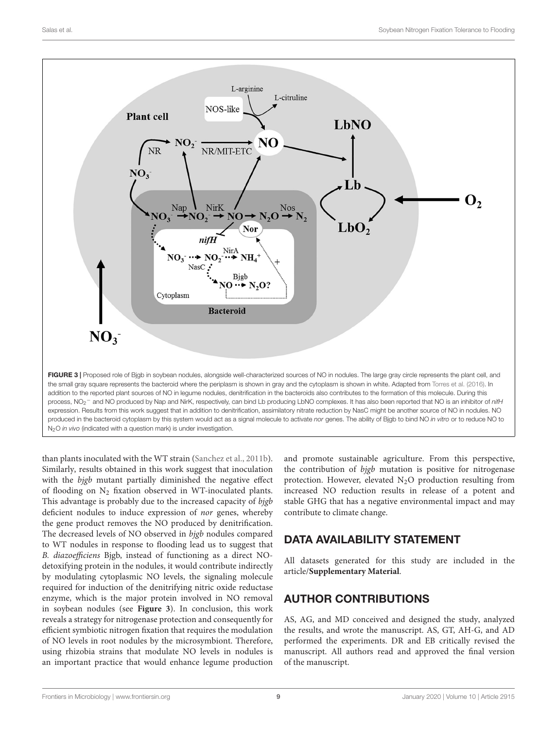**FIGURE 3 |** Proposed role of Bjgb in soybean nodules, alongside well-characterized sources of NO in nodules. The large gray circle represents the plant cell, and the small gray square represents the bacteroid where the periplasm is shown in gray and the cytoplasm is shown in white. Adapted from Torres et al. (2016). In addition to the reported plant sources of NO in legume nodules, denitrification in the bacteroids also contributes to the formation of this molecule. During this process, $NO_2^-$ and NO produced by Nap and NirK, respectively, can bind Lb producing LbNO complexes. It has also been reported that NO is an inhibitor of *nifH* expression. Results from this work suggest that in addition to denitrification, assimilatory nitrate reduction by NasC might be another source of NO in nodules. NO produced in the bacteroid cytoplasm by this system would act as a signal molecule to activate *nor* genes. The ability of Bjgb to bind NO *in vitro* or to reduce NO to $N_2O$ *in vivo* (indicated with a question mark) is under investigation.

than plants inoculated with the WT strain (Sanchez et al., 2011b). Similarly, results obtained in this work suggest that inoculation with the *bjgb* mutant partially diminished the negative effect of flooding on $N_2$ fixation observed in WT-inoculated plants. This advantage is probably due to the increased capacity of *bjgb* deficient nodules to induce expression of *nor* genes, whereby the gene product removes the NO produced by denitrification. The decreased levels of NO observed in *bjgb* nodules compared to WT nodules in response to flooding lead us to suggest that *B. diazoefficiens* Bjgb, instead of functioning as a direct NO-detoxifying protein in the nodules, it would contribute indirectly by modulating cytoplasmic NO levels, the signaling molecule required for induction of the denitrifying nitric oxide reductase enzyme, which is the major protein involved in NO removal in soybean nodules (see **Figure 3**). In conclusion, this work reveals a strategy for nitrogenase protection and consequently for efficient symbiotic nitrogen fixation that requires the modulation of NO levels in root nodules by the microsymbiont. Therefore, using rhizobia strains that modulate NO levels in nodules is an important practice that would enhance legume production and promote sustainable agriculture. From this perspective, the contribution of *bjgb* mutation is positive for nitrogenase protection. However, elevated $N_2O$ production resulting from increased NO reduction results in release of a potent and stable GHG that has a negative environmental impact and may contribute to climate change.

## DATA AVAILABILITY STATEMENT

All datasets generated for this study are included in the article/**Supplementary Material**.

## AUTHOR CONTRIBUTIONS

AS, AG, and MD conceived and designed the study, analyzed the results, and wrote the manuscript. AS, GT, AH-G, and AD performed the experiments. DR and EB critically revised the manuscript. All authors read and approved the final version of the manuscript.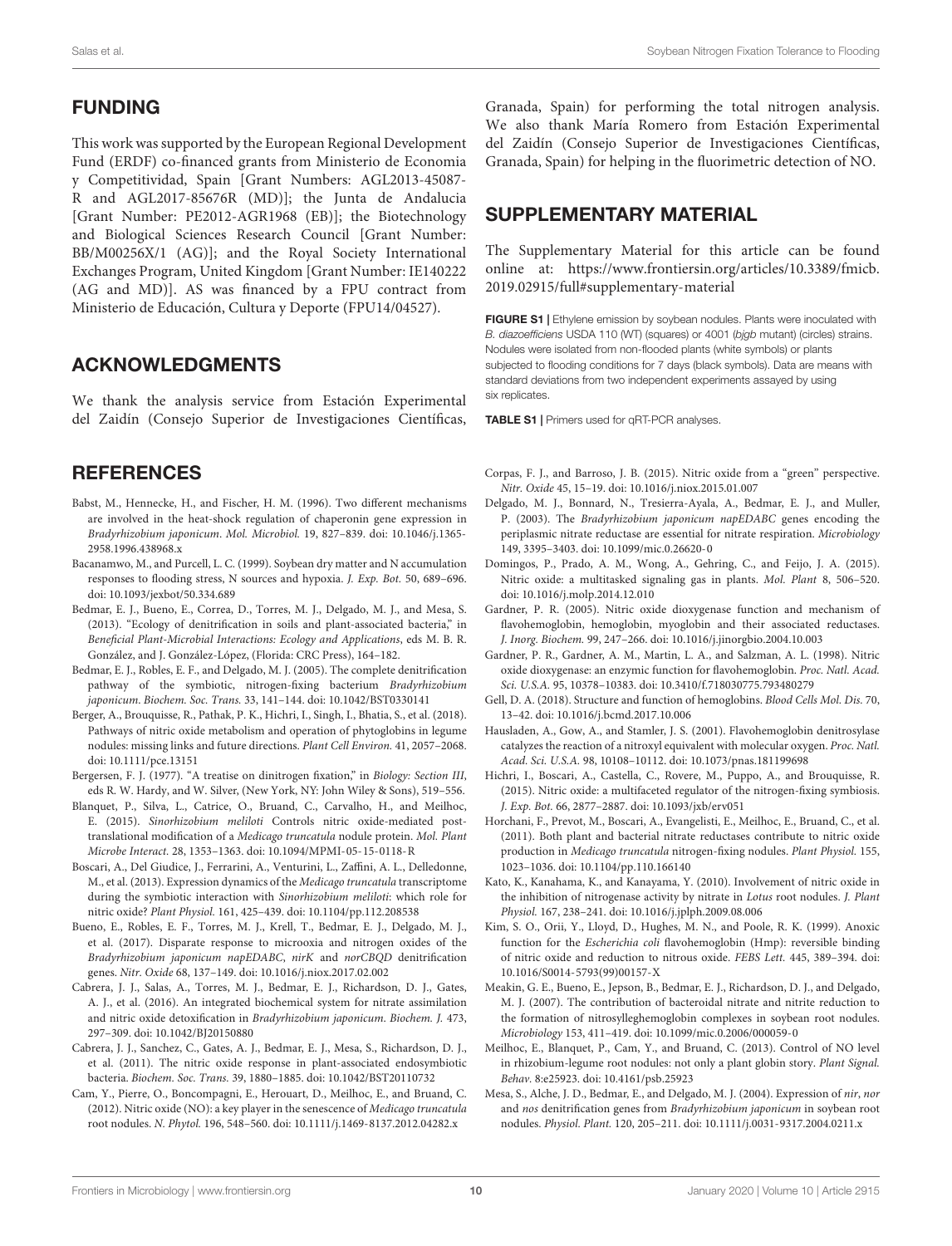## FUNDING

This work was supported by the European Regional Development Fund (ERDF) co-financed grants from Ministerio de Economia y Competitividad, Spain [Grant Numbers: AGL2013-45087-R and AGL2017-85676R (MD)]; the Junta de Andalucia [Grant Number: PE2012-AGR1968 (EB)]; the Biotechnology and Biological Sciences Research Council [Grant Number: BB/M00256X/1 (AG)]; and the Royal Society International Exchanges Program, United Kingdom [Grant Number: IE140222 (AG and MD)]. AS was financed by a FPU contract from Ministerio de Educación, Cultura y Deporte (FPU14/04527).

## ACKNOWLEDGMENTS

We thank the analysis service from Estación Experimental del Zaidín (Consejo Superior de Investigaciones Científicas, Granada, Spain) for performing the total nitrogen analysis. We also thank María Romero from Estación Experimental del Zaidín (Consejo Superior de Investigaciones Científicas, Granada, Spain) for helping in the fluorimetric detection of NO.

## SUPPLEMENTARY MATERIAL

The Supplementary Material for this article can be found online at: https://www.frontiersin.org/articles/10.3389/fmicb.2019.02915/full#supplementary-material

**FIGURE S1 |** Ethylene emission by soybean nodules. Plants were inoculated with *B. diazoefficiens* USDA 110 (WT) (squares) or 4001 (*bjgb* mutant) (circles) strains. Nodules were isolated from non-flooded plants (white symbols) or plants subjected to flooding conditions for 7 days (black symbols). Data are means with standard deviations from two independent experiments assayed by using six replicates.

**TABLE S1 |** Primers used for qRT-PCR analyses.

## REFERENCES

Babst, M., Hennecke, H., and Fischer, H. M. (1996). Two different mechanisms are involved in the heat-shock regulation of chaperonin gene expression in *Bradyrhizobium japonicum*. *Mol. Microbiol.* 19, 827–839. doi: 10.1046/j.1365-2958.1996.438968.x

Bacanamwo, M., and Purcell, L. C. (1999). Soybean dry matter and N accumulation responses to flooding stress, N sources and hypoxia. *J. Exp. Bot.* 50, 689–696. doi: 10.1093/jexbot/50.334.689

Bedmar, E. J., Bueno, E., Correa, D., Torres, M. J., Delgado, M. J., and Mesa, S. (2013). "Ecology of denitrification in soils and plant-associated bacteria," in *Beneficial Plant-Microbial Interactions: Ecology and Applications*, eds M. B. R. González, and J. González-López, (Florida: CRC Press), 164–182.

Bedmar, E. J., Robles, E. F., and Delgado, M. J. (2005). The complete denitrification pathway of the symbiotic, nitrogen-fixing bacterium *Bradyrhizobium japonicum*. *Biochem. Soc. Trans.* 33, 141–144. doi: 10.1042/BST0330141

Berger, A., Brouquisse, R., Pathak, P. K., Hichri, I., Singh, I., Bhatia, S., et al. (2018). Pathways of nitric oxide metabolism and operation of phytoglobins in legume nodules: missing links and future directions. *Plant Cell Environ.* 41, 2057–2068. doi: 10.1111/pce.13151

Bergersen, F. J. (1977). "A treatise on dinitrogen fixation," in *Biology: Section III*, eds R. W. Hardy, and W. Silver, (New York, NY: John Wiley & Sons), 519–556.

Blanquet, P., Silva, L., Catrice, O., Bruand, C., Carvalho, H., and Meilhoc, E. (2015). *Sinorhizobium meliloti* Controls nitric oxide-mediated post-translational modification of a *Medicago truncatula* nodule protein. *Mol. Plant Microbe Interact.* 28, 1353–1363. doi: 10.1094/MPMI-05-15-0118-R

Boscari, A., Del Giudice, J., Ferrarini, A., Venturini, L., Zaffini, A. L., Delledonne, M., et al. (2013). Expression dynamics of the *Medicago truncatula* transcriptome during the symbiotic interaction with *Sinorhizobium meliloti*: which role for nitric oxide? *Plant Physiol.* 161, 425–439. doi: 10.1104/pp.112.208538

Bueno, E., Robles, E. F., Torres, M. J., Krell, T., Bedmar, E. J., Delgado, M. J., et al. (2017). Disparate response to microoxia and nitrogen oxides of the *Bradyrhizobium japonicum napEDABC*, *nirK* and *norCBQD* denitrification genes. *Nitr. Oxide* 68, 137–149. doi: 10.1016/j.niox.2017.02.002

Cabrera, J. J., Salas, A., Torres, M. J., Bedmar, E. J., Richardson, D. J., Gates, A. J., et al. (2016). An integrated biochemical system for nitrate assimilation and nitric oxide detoxification in *Bradyrhizobium japonicum*. *Biochem. J.* 473, 297–309. doi: 10.1042/BJ20150880

Cabrera, J. J., Sanchez, C., Gates, A. J., Bedmar, E. J., Mesa, S., Richardson, D. J., et al. (2011). The nitric oxide response in plant-associated endosymbiotic bacteria. *Biochem. Soc. Trans.* 39, 1880–1885. doi: 10.1042/BST20110732

Cam, Y., Pierre, O., Boncompagni, E., Herouart, D., Meilhoc, E., and Bruand, C. (2012). Nitric oxide (NO): a key player in the senescence of *Medicago truncatula* root nodules. *N. Phytol.* 196, 548–560. doi: 10.1111/j.1469-8137.2012.04282.x

Corpas, F. J., and Barroso, J. B. (2015). Nitric oxide from a "green" perspective. *Nitr. Oxide* 45, 15–19. doi: 10.1016/j.niox.2015.01.007

Delgado, M. J., Bonnard, N., Tresierra-Ayala, A., Bedmar, E. J., and Muller, P. (2003). The *Bradyrhizobium japonicum napEDABC* genes encoding the periplasmic nitrate reductase are essential for nitrate respiration. *Microbiology* 149, 3395–3403. doi: 10.1099/mic.0.26620-0

Domingos, P., Prado, A. M., Wong, A., Gehring, C., and Feijo, J. A. (2015). Nitric oxide: a multitasked signaling gas in plants. *Mol. Plant* 8, 506–520. doi: 10.1016/j.molp.2014.12.010

Gardner, P. R. (2005). Nitric oxide dioxygenase function and mechanism of flavohemoglobin, hemoglobin, myoglobin and their associated reductases. *J. Inorg. Biochem.* 99, 247–266. doi: 10.1016/j.jinorgbio.2004.10.003

Gardner, P. R., Gardner, A. M., Martin, L. A., and Salzman, A. L. (1998). Nitric oxide dioxygenase: an enzymic function for flavohemoglobin. *Proc. Natl. Acad. Sci. U.S.A.* 95, 10378–10383. doi: 10.3410/f.718030775.793480279

Gell, D. A. (2018). Structure and function of hemoglobins. *Blood Cells Mol. Dis.* 70, 13–42. doi: 10.1016/j.bcmd.2017.10.006

Hausladen, A., Gow, A., and Stamler, J. S. (2001). Flavohemoglobin denitrosylase catalyzes the reaction of a nitroxyl equivalent with molecular oxygen. *Proc. Natl. Acad. Sci. U.S.A.* 98, 10108–10112. doi: 10.1073/pnas.181199698

Hichri, I., Boscari, A., Castella, C., Rovere, M., Puppo, A., and Brouquisse, R. (2015). Nitric oxide: a multifaceted regulator of the nitrogen-fixing symbiosis. *J. Exp. Bot.* 66, 2877–2887. doi: 10.1093/jxb/erv051

Horchani, F., Prevot, M., Boscari, A., Evangelisti, E., Meilhoc, E., Bruand, C., et al. (2011). Both plant and bacterial nitrate reductases contribute to nitric oxide production in *Medicago truncatula* nitrogen-fixing nodules. *Plant Physiol.* 155, 1023–1036. doi: 10.1104/pp.110.166140

Kato, K., Kanahama, K., and Kanayama, Y. (2010). Involvement of nitric oxide in the inhibition of nitrogenase activity by nitrate in *Lotus* root nodules. *J. Plant Physiol.* 167, 238–241. doi: 10.1016/j.jplph.2009.08.006

Kim, S. O., Orii, Y., Lloyd, D., Hughes, M. N., and Poole, R. K. (1999). Anoxic function for the *Escherichia coli* flavohemoglobin (Hmp): reversible binding of nitric oxide and reduction to nitrous oxide. *FEBS Lett.* 445, 389–394. doi: 10.1016/S0014-5793(99)00157-X

Meakin, G. E., Bueno, E., Jepson, B., Bedmar, E. J., Richardson, D. J., and Delgado, M. J. (2007). The contribution of bacteroidal nitrate and nitrite reduction to the formation of nitrosylleghemoglobin complexes in soybean root nodules. *Microbiology* 153, 411–419. doi: 10.1099/mic.0.2006/000059-0

Meilhoc, E., Blanquet, P., Cam, Y., and Bruand, C. (2013). Control of NO level in rhizobium-legume root nodules: not only a plant globin story. *Plant Signal. Behav.* 8:e25923. doi: 10.4161/psb.25923

Mesa, S., Alche, J. D., Bedmar, E., and Delgado, M. J. (2004). Expression of *nir*, *nor* and *nos* denitrification genes from *Bradyrhizobium japonicum* in soybean root nodules. *Physiol. Plant.* 120, 205–211. doi: 10.1111/j.0031-9317.2004.0211.x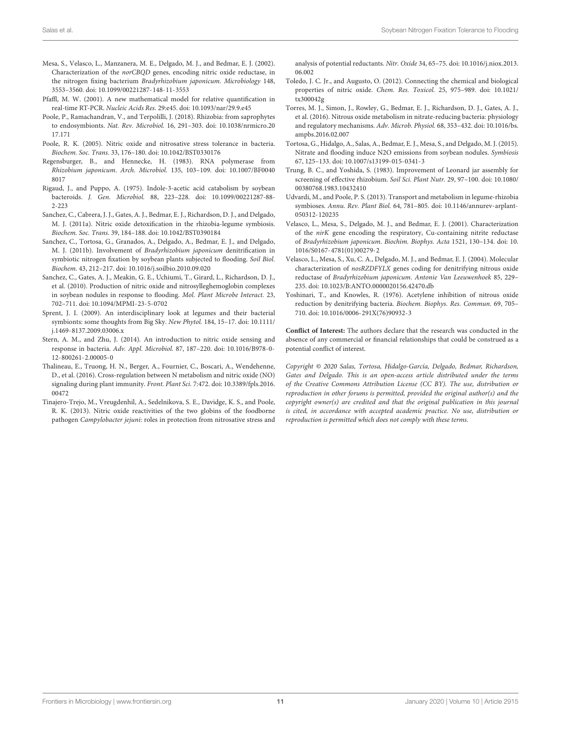Mesa, S., Velasco, L., Manzanera, M. E., Delgado, M. J., and Bedmar, E. J. (2002). Characterization of the *norCBQD* genes, encoding nitric oxide reductase, in the nitrogen fixing bacterium *Bradyrhizobium japonicum*. *Microbiology* 148, 3553–3560. doi: 10.1099/00221287-148-11-3553

Pfaffl, M. W. (2001). A new mathematical model for relative quantification in real-time RT-PCR. *Nucleic Acids Res.* 29:e45. doi: 10.1093/nar/29.9.e45

Poole, P., Ramachandran, V., and Terpolilli, J. (2018). Rhizobia: from saprophytes to endosymbionts. *Nat. Rev. Microbiol.* 16, 291–303. doi: 10.1038/nrmicro.2017.171

Poole, R. K. (2005). Nitric oxide and nitrosative stress tolerance in bacteria. *Biochem. Soc. Trans.* 33, 176–180. doi: 10.1042/BST0330176

Regensburger, B., and Hennecke, H. (1983). RNA polymerase from *Rhizobium japonicum*. *Arch. Microbiol.* 135, 103–109. doi: 10.1007/BF00408017

Rigaud, J., and Puppo, A. (1975). Indole-3-acetic acid catabolism by soybean bacteroids. *J. Gen. Microbiol.* 88, 223–228. doi: 10.1099/00221287-88-2-223

Sanchez, C., Cabrera, J. J., Gates, A. J., Bedmar, E. J., Richardson, D. J., and Delgado, M. J. (2011a). Nitric oxide detoxification in the rhizobia-legume symbiosis. *Biochem. Soc. Trans.* 39, 184–188. doi: 10.1042/BST0390184

Sanchez, C., Tortosa, G., Granados, A., Delgado, A., Bedmar, E. J., and Delgado, M. J. (2011b). Involvement of *Bradyrhizobium japonicum* denitrification in symbiotic nitrogen fixation by soybean plants subjected to flooding. *Soil Biol. Biochem.* 43, 212–217. doi: 10.1016/j.soilbio.2010.09.020

Sanchez, C., Gates, A. J., Meakin, G. E., Uchiumi, T., Girard, L., Richardson, D. J., et al. (2010). Production of nitric oxide and nitrosylleghemoglobin complexes in soybean nodules in response to flooding. *Mol. Plant Microbe Interact.* 23, 702–711. doi: 10.1094/MPMI-23-5-0702

Sprent, J. I. (2009). An interdisciplinary look at legumes and their bacterial symbionts: some thoughts from Big Sky. *New Phytol.* 184, 15–17. doi: 10.1111/j.1469-8137.2009.03006.x

Stern, A. M., and Zhu, J. (2014). An introduction to nitric oxide sensing and response in bacteria. *Adv. Appl. Microbiol.* 87, 187–220. doi: 10.1016/B978-0-12-800261-2.00005-0

Thalineau, E., Truong, H. N., Berger, A., Fournier, C., Boscari, A., Wendehenne, D., et al. (2016). Cross-regulation between N metabolism and nitric oxide (NO) signaling during plant immunity. *Front. Plant Sci.* 7:472. doi: 10.3389/fpls.2016.00472

Tinajero-Trejo, M., Vreugdenhil, A., Sedelnikova, S. E., Davidge, K. S., and Poole, R. K. (2013). Nitric oxide reactivities of the two globins of the foodborne pathogen *Campylobacter jejuni*: roles in protection from nitrosative stress and analysis of potential reductants. *Nitr. Oxide* 34, 65–75. doi: 10.1016/j.niox.2013.06.002

Toledo, J. C. Jr., and Augusto, O. (2012). Connecting the chemical and biological properties of nitric oxide. *Chem. Res. Toxicol.* 25, 975–989. doi: 10.1021/tx300042g

Torres, M. J., Simon, J., Rowley, G., Bedmar, E. J., Richardson, D. J., Gates, A. J., et al. (2016). Nitrous oxide metabolism in nitrate-reducing bacteria: physiology and regulatory mechanisms. *Adv. Microb. Physiol.* 68, 353–432. doi: 10.1016/bs.ampbs.2016.02.007

Tortosa, G., Hidalgo, A., Salas, A., Bedmar, E. J., Mesa, S., and Delgado, M. J. (2015). Nitrate and flooding induce N2O emissions from soybean nodules. *Symbiosis* 67, 125–133. doi: 10.1007/s13199-015-0341-3

Trung, B. C., and Yoshida, S. (1983). Improvement of Leonard jar assembly for screening of effective rhizobium. *Soil Sci. Plant Nutr.* 29, 97–100. doi: 10.1080/00380768.1983.10432410

Udvardi, M., and Poole, P. S. (2013). Transport and metabolism in legume-rhizobia symbioses. *Annu. Rev. Plant Biol.* 64, 781–805. doi: 10.1146/annurev-arplant-050312-120235

Velasco, L., Mesa, S., Delgado, M. J., and Bedmar, E. J. (2001). Characterization of the *nirK* gene encoding the respiratory, Cu-containing nitrite reductase of *Bradyrhizobium japonicum*. *Biochim. Biophys. Acta* 1521, 130–134. doi: 10.1016/S0167-4781(01)00279-2

Velasco, L., Mesa, S., Xu, C. A., Delgado, M. J., and Bedmar, E. J. (2004). Molecular characterization of *nosRZDFYLX* genes coding for denitrifying nitrous oxide reductase of *Bradyrhizobium japonicum*. *Antonie Van Leeuwenhoek* 85, 229–235. doi: 10.1023/B:ANTO.0000020156.42470.db

Yoshinari, T., and Knowles, R. (1976). Acetylene inhibition of nitrous oxide reduction by denitrifying bacteria. *Biochem. Biophys. Res. Commun.* 69, 705–710. doi: 10.1016/0006-291X(76)90932-3

**Conflict of Interest:** The authors declare that the research was conducted in the absence of any commercial or financial relationships that could be construed as a potential conflict of interest.

*Copyright © 2020 Salas, Tortosa, Hidalgo-García, Delgado, Bedmar, Richardson, Gates and Delgado. This is an open-access article distributed under the terms of the Creative Commons Attribution License (CC BY). The use, distribution or reproduction in other forums is permitted, provided the original author(s) and the copyright owner(s) are credited and that the original publication in this journal is cited, in accordance with accepted academic practice. No use, distribution or reproduction is permitted which does not comply with these terms.*